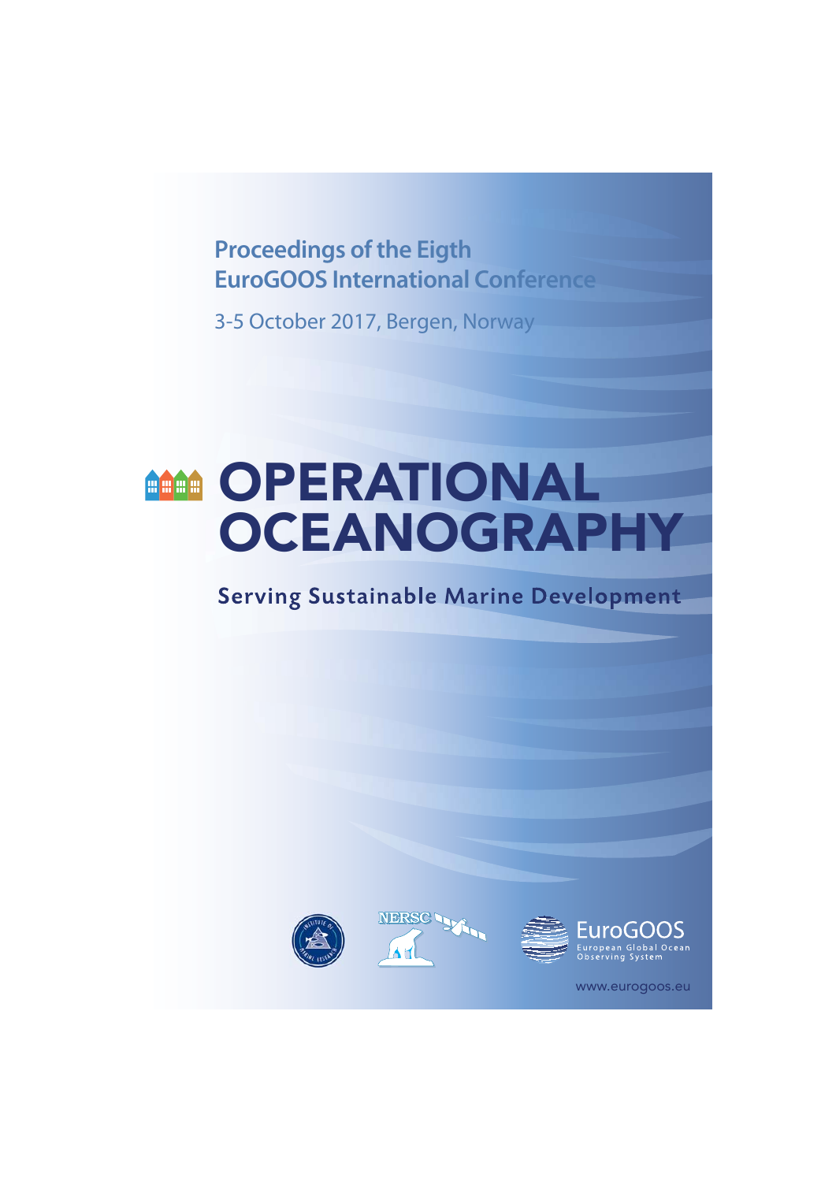Proceedings of the Eigth
EuroGOOS International Conference

3-5 October 2017, Bergen, Norway

# OPERATIONAL OCEANOGRAPHY

## Serving Sustainable Marine Development

EuroGOOS
European Global Ocean Observing System

www.eurogoos.eu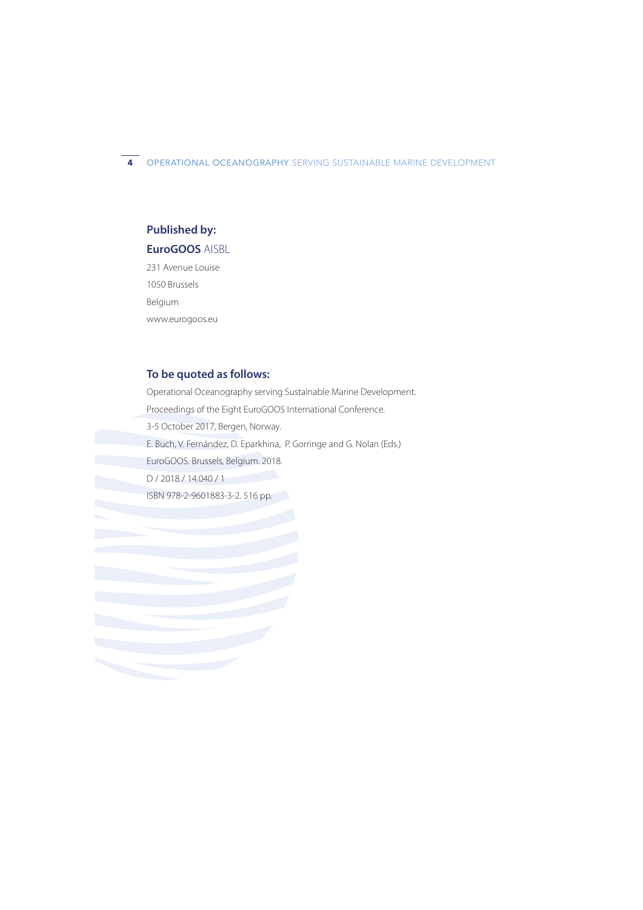**Published by:**

**EuroGOOS** AISBL

231 Avenue Louise

1050 Brussels

Belgium

www.eurogoos.eu

**To be quoted as follows:**

Operational Oceanography serving Sustainable Marine Development.

Proceedings of the Eight EuroGOOS International Conference.

3-5 October 2017, Bergen, Norway.

E. Buch, V. Fernández, D. Eparkhina, P. Gorringe and G. Nolan (Eds.)

EuroGOOS. Brussels, Belgium. 2018.

D / 2018 / 14.040 / 1

ISBN 978-2-9601883-3-2. 516 pp.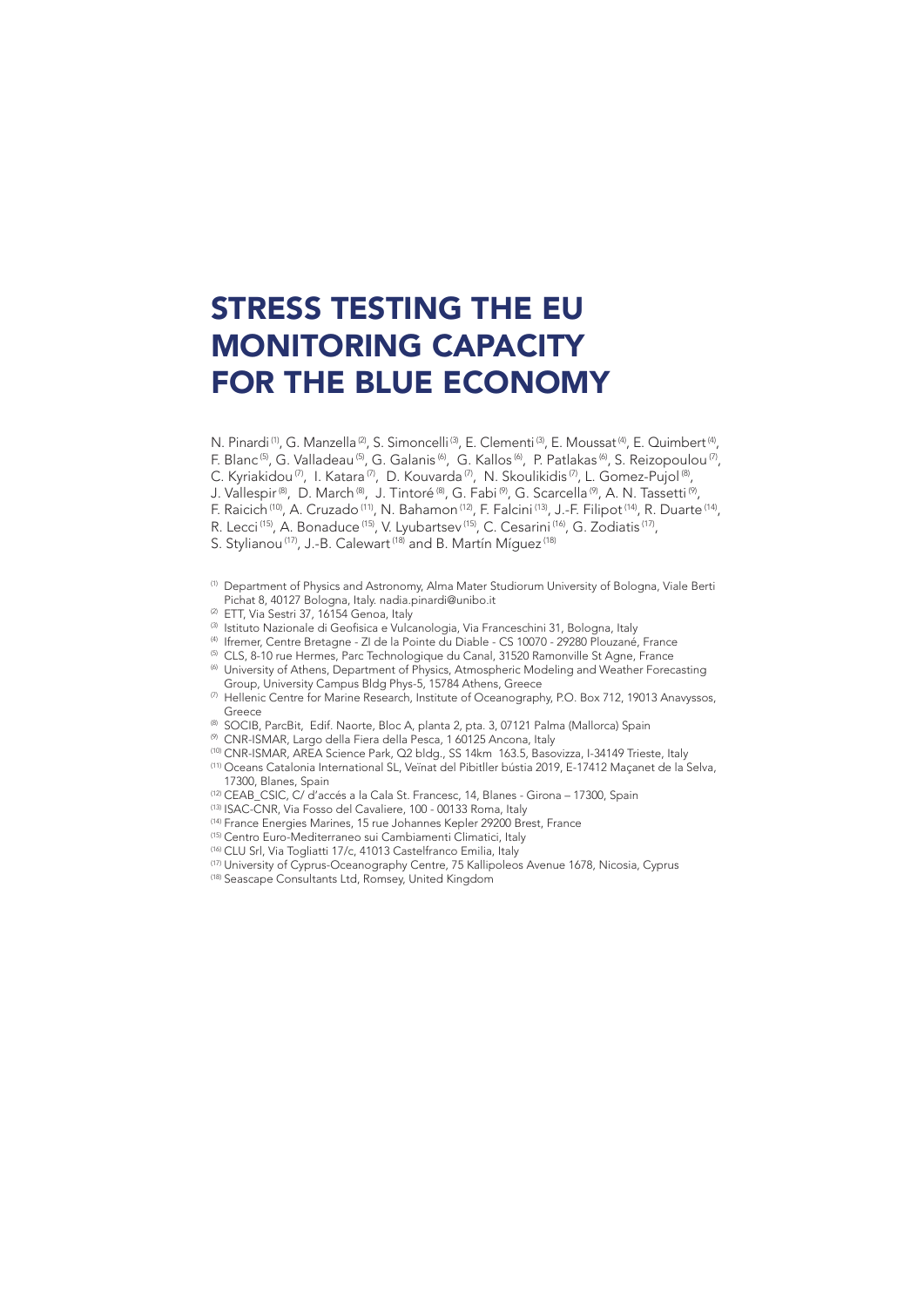# STRESS TESTING THE EU MONITORING CAPACITY FOR THE BLUE ECONOMY

N. Pinardi [1], G. Manzella [2], S. Simoncelli [3], E. Clementi [3], E. Moussat [4], E. Quimbert [4], F. Blanc [5], G. Valladeau [5], G. Galanis [6], G. Kallos [6], P. Patlakas [6], S. Reizopoulou [7], C. Kyriakidou [7], I. Katara [7], D. Kouvarda [7], N. Skoulikidis [7], L. Gomez-Pujol [8], J. Vallespir [8], D. March [8], J. Tintoré [8], G. Fabi [9], G. Scarcella [9], A. N. Tassetti [9], F. Raicich [10], A. Cruzado [11], N. Bahamon [12], F. Falcini [13], J.-F. Filipot [14], R. Duarte [14], R. Lecci [15], A. Bonaduce [15], V. Lyubartsev [15], C. Cesarini [16], G. Zodiatis [17], S. Stylianou [17], J.-B. Calewart [18] and B. Martín Míguez [18]

[1] Department of Physics and Astronomy, Alma Mater Studiorum University of Bologna, Viale Berti Pichat 8, 40127 Bologna, Italy. nadia.pinardi@unibo.it
[2] ETT, Via Sestri 37, 16154 Genoa, Italy
[3] Istituto Nazionale di Geofisica e Vulcanologia, Via Franceschini 31, Bologna, Italy
[4] Ifremer, Centre Bretagne - ZI de la Pointe du Diable - CS 10070 - 29280 Plouzané, France
[5] CLS, 8-10 rue Hermes, Parc Technologique du Canal, 31520 Ramonville St Agne, France
[6] University of Athens, Department of Physics, Atmospheric Modeling and Weather Forecasting Group, University Campus Bldg Phys-5, 15784 Athens, Greece
[7] Hellenic Centre for Marine Research, Institute of Oceanography, P.O. Box 712, 19013 Anavyssos, Greece
[8] SOCIB, ParcBit, Edif. Naorte, Bloc A, planta 2, pta. 3, 07121 Palma (Mallorca) Spain
[9] CNR-ISMAR, Largo della Fiera della Pesca, 1 60125 Ancona, Italy
[10] CNR-ISMAR, AREA Science Park, Q2 bldg., SS 14km 163.5, Basovizza, I-34149 Trieste, Italy
[11] Oceans Catalonia International SL, Veïnat del Pibitller bústia 2019, E-17412 Maçanet de la Selva, 17300, Blanes, Spain
[12] CEAB_CSIC, C/ d'accés a la Cala St. Francesc, 14, Blanes - Girona – 17300, Spain
[13] ISAC-CNR, Via Fosso del Cavaliere, 100 - 00133 Roma, Italy
[14] France Energies Marines, 15 rue Johannes Kepler 29200 Brest, France
[15] Centro Euro-Mediterraneo sui Cambiamenti Climatici, Italy
[16] CLU Srl, Via Togliatti 17/c, 41013 Castelfranco Emilia, Italy
[17] University of Cyprus-Oceanography Centre, 75 Kallipoleos Avenue 1678, Nicosia, Cyprus
[18] Seascape Consultants Ltd, Romsey, United Kingdom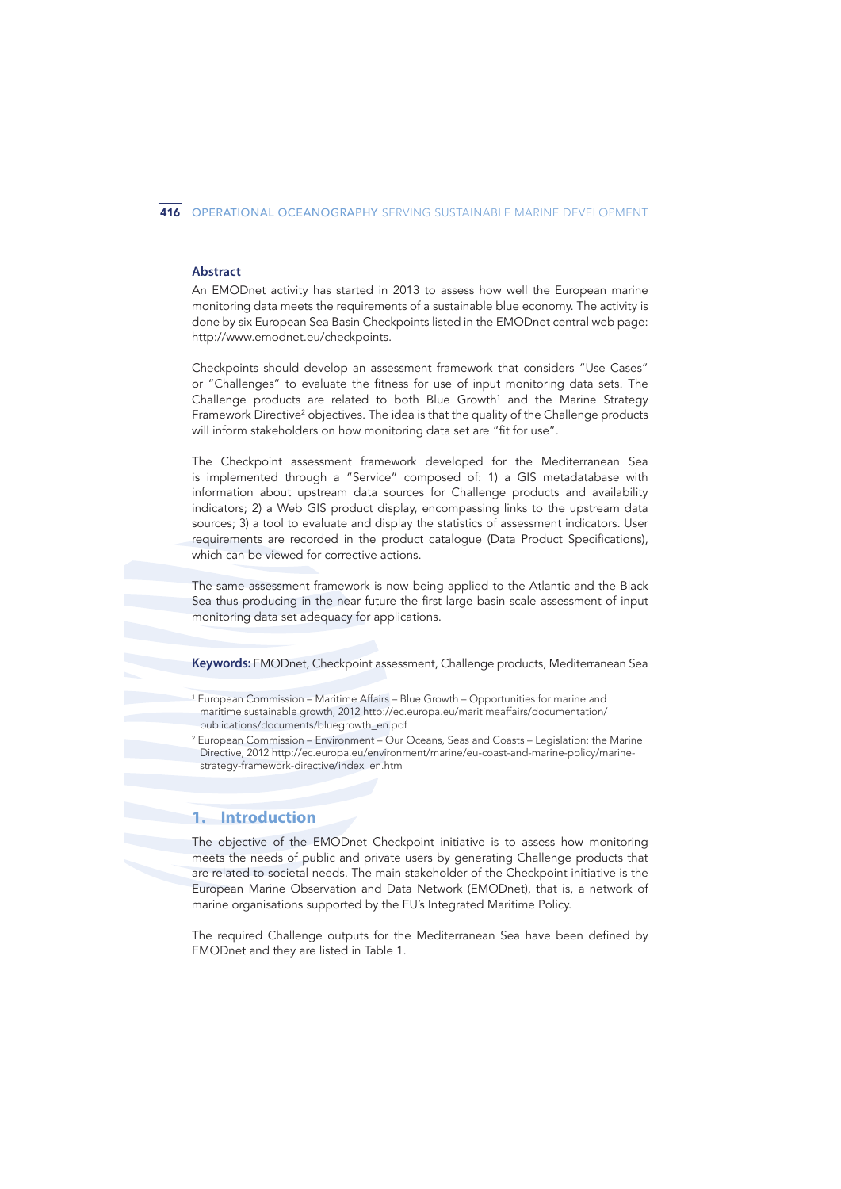## Abstract

An EMODnet activity has started in 2013 to assess how well the European marine monitoring data meets the requirements of a sustainable blue economy. The activity is done by six European Sea Basin Checkpoints listed in the EMODnet central web page: http://www.emodnet.eu/checkpoints.

Checkpoints should develop an assessment framework that considers "Use Cases" or "Challenges" to evaluate the fitness for use of input monitoring data sets. The Challenge products are related to both Blue Growth[1] and the Marine Strategy Framework Directive[2] objectives. The idea is that the quality of the Challenge products will inform stakeholders on how monitoring data set are "fit for use".

The Checkpoint assessment framework developed for the Mediterranean Sea is implemented through a "Service" composed of: 1) a GIS metadatabase with information about upstream data sources for Challenge products and availability indicators; 2) a Web GIS product display, encompassing links to the upstream data sources; 3) a tool to evaluate and display the statistics of assessment indicators. User requirements are recorded in the product catalogue (Data Product Specifications), which can be viewed for corrective actions.

The same assessment framework is now being applied to the Atlantic and the Black Sea thus producing in the near future the first large basin scale assessment of input monitoring data set adequacy for applications.

**Keywords:** EMODnet, Checkpoint assessment, Challenge products, Mediterranean Sea

[1] European Commission – Maritime Affairs – Blue Growth – Opportunities for marine and maritime sustainable growth, 2012 http://ec.europa.eu/maritimeaffairs/documentation/publications/documents/bluegrowth_en.pdf

[2] European Commission – Environment – Our Oceans, Seas and Coasts – Legislation: the Marine Directive, 2012 http://ec.europa.eu/environment/marine/eu-coast-and-marine-policy/marine-strategy-framework-directive/index_en.htm

## 1. Introduction

The objective of the EMODnet Checkpoint initiative is to assess how monitoring meets the needs of public and private users by generating Challenge products that are related to societal needs. The main stakeholder of the Checkpoint initiative is the European Marine Observation and Data Network (EMODnet), that is, a network of marine organisations supported by the EU's Integrated Maritime Policy.

The required Challenge outputs for the Mediterranean Sea have been defined by EMODnet and they are listed in Table 1.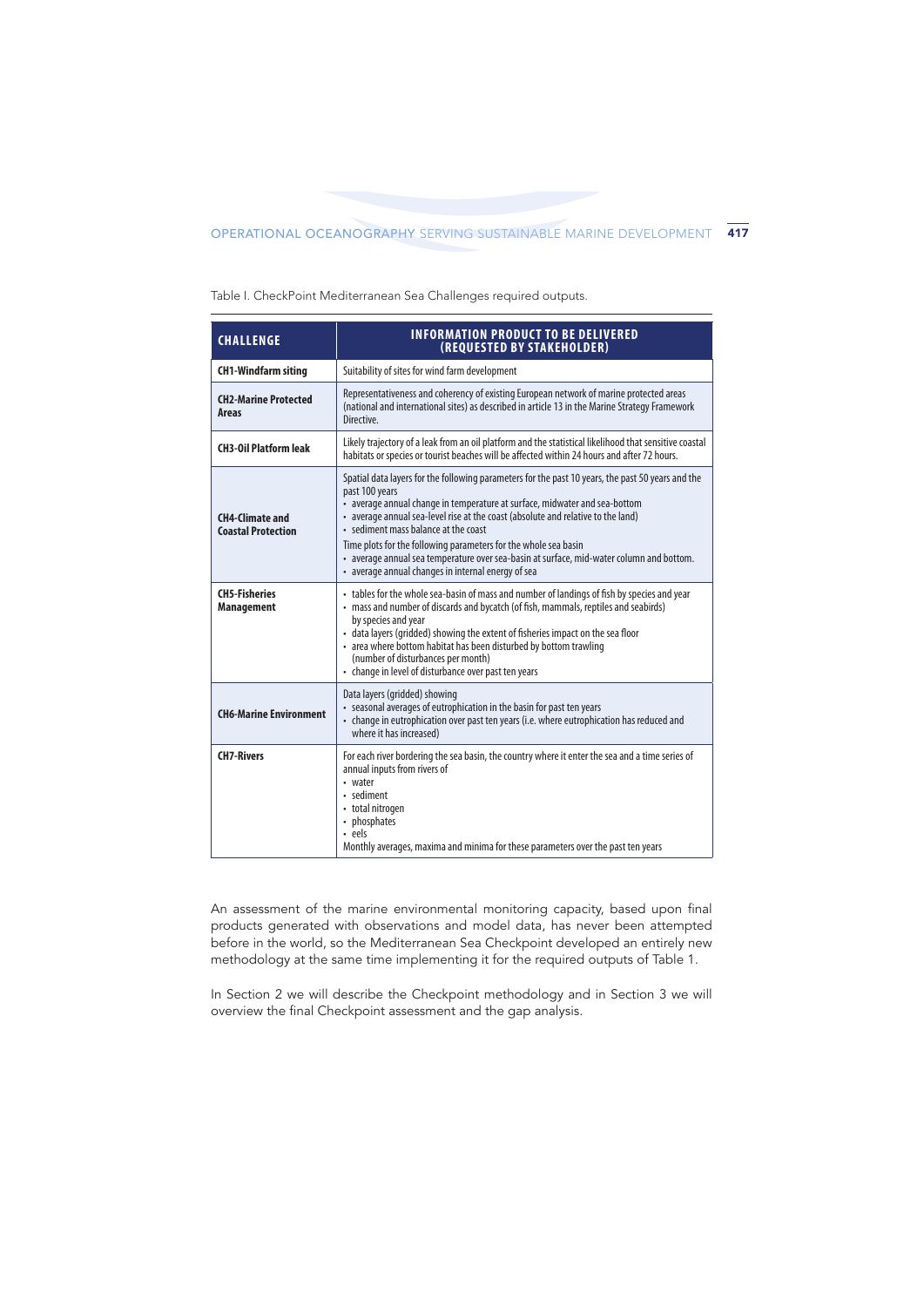Table I. CheckPoint Mediterranean Sea Challenges required outputs.

| CHALLENGE | INFORMATION PRODUCT TO BE DELIVERED (REQUESTED BY STAKEHOLDER) |
|---|---|
| **CH1-Windfarm siting** | Suitability of sites for wind farm development |
| **CH2-Marine Protected Areas** | Representativeness and coherency of existing European network of marine protected areas (national and international sites) as described in article 13 in the Marine Strategy Framework Directive. |
| **CH3-Oil Platform leak** | Likely trajectory of a leak from an oil platform and the statistical likelihood that sensitive coastal habitats or species or tourist beaches will be affected within 24 hours and after 72 hours. |
| **CH4-Climate and Coastal Protection** | Spatial data layers for the following parameters for the past 10 years, the past 50 years and the past 100 years<br>• average annual change in temperature at surface, midwater and sea-bottom<br>• average annual sea-level rise at the coast (absolute and relative to the land)<br>• sediment mass balance at the coast<br>Time plots for the following parameters for the whole sea basin<br>• average annual sea temperature over sea-basin at surface, mid-water column and bottom.<br>• average annual changes in internal energy of sea |
| **CH5-Fisheries Management** | • tables for the whole sea-basin of mass and number of landings of fish by species and year<br>• mass and number of discards and bycatch (of fish, mammals, reptiles and seabirds) by species and year<br>• data layers (gridded) showing the extent of fisheries impact on the sea floor<br>• area where bottom habitat has been disturbed by bottom trawling (number of disturbances per month)<br>• change in level of disturbance over past ten years |
| **CH6-Marine Environment** | Data layers (gridded) showing<br>• seasonal averages of eutrophication in the basin for past ten years<br>• change in eutrophication over past ten years (i.e. where eutrophication has reduced and where it has increased) |
| **CH7-Rivers** | For each river bordering the sea basin, the country where it enter the sea and a time series of annual inputs from rivers of<br>• water<br>• sediment<br>• total nitrogen<br>• phosphates<br>• eels<br>Monthly averages, maxima and minima for these parameters over the past ten years |

An assessment of the marine environmental monitoring capacity, based upon final products generated with observations and model data, has never been attempted before in the world, so the Mediterranean Sea Checkpoint developed an entirely new methodology at the same time implementing it for the required outputs of Table 1.

In Section 2 we will describe the Checkpoint methodology and in Section 3 we will overview the final Checkpoint assessment and the gap analysis.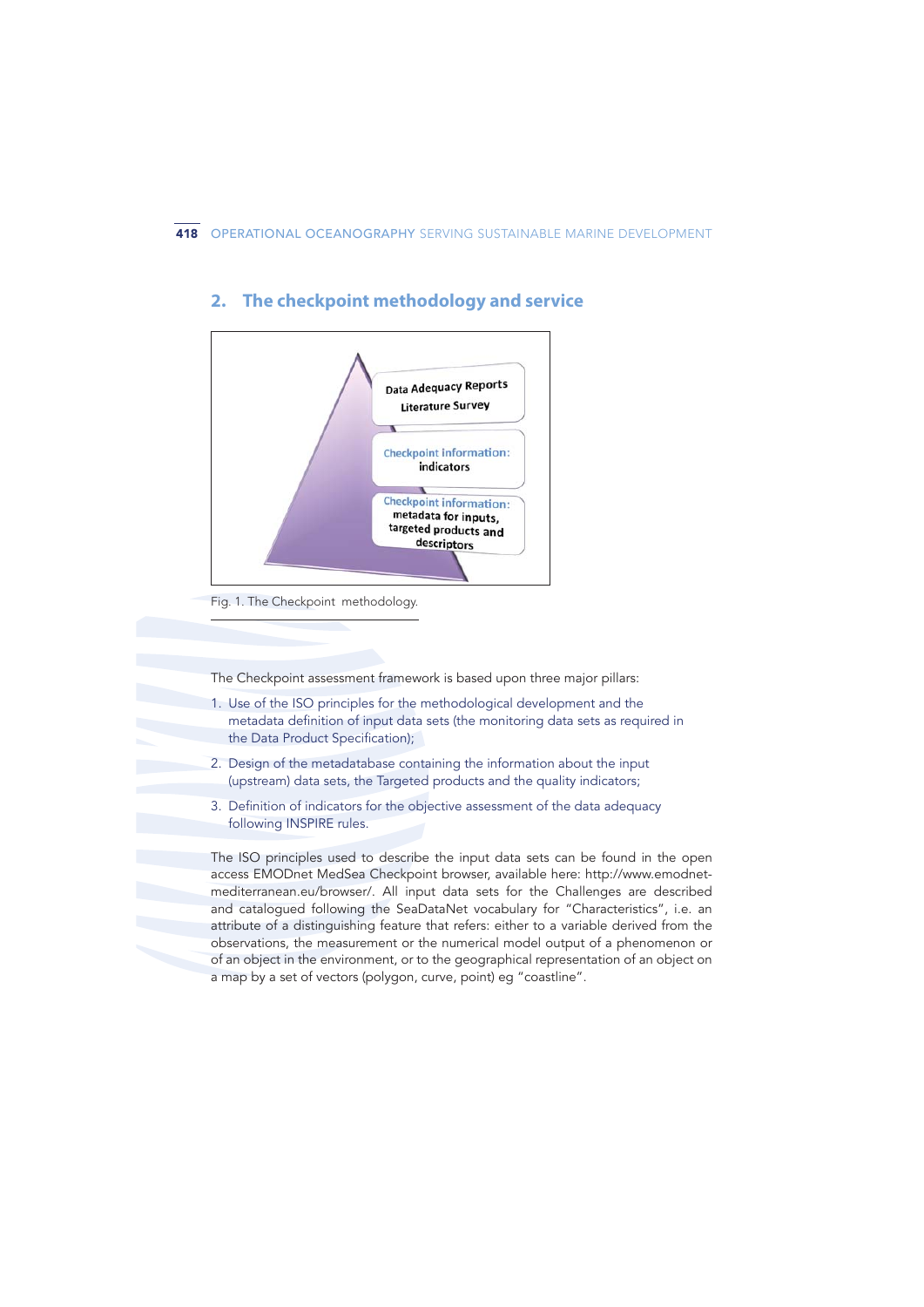## 2. The checkpoint methodology and service

Data Adequacy Reports
Literature Survey

Checkpoint information:
indicators

Checkpoint information:
metadata for inputs,
targeted products and
descriptors

Fig. 1. The Checkpoint methodology.

The Checkpoint assessment framework is based upon three major pillars:

1. Use of the ISO principles for the methodological development and the metadata definition of input data sets (the monitoring data sets as required in the Data Product Specification);
2. Design of the metadatabase containing the information about the input (upstream) data sets, the Targeted products and the quality indicators;
3. Definition of indicators for the objective assessment of the data adequacy following INSPIRE rules.

The ISO principles used to describe the input data sets can be found in the open access EMODnet MedSea Checkpoint browser, available here: http://www.emodnet-mediterranean.eu/browser/. All input data sets for the Challenges are described and catalogued following the SeaDataNet vocabulary for "Characteristics", i.e. an attribute of a distinguishing feature that refers: either to a variable derived from the observations, the measurement or the numerical model output of a phenomenon or of an object in the environment, or to the geographical representation of an object on a map by a set of vectors (polygon, curve, point) eg "coastline".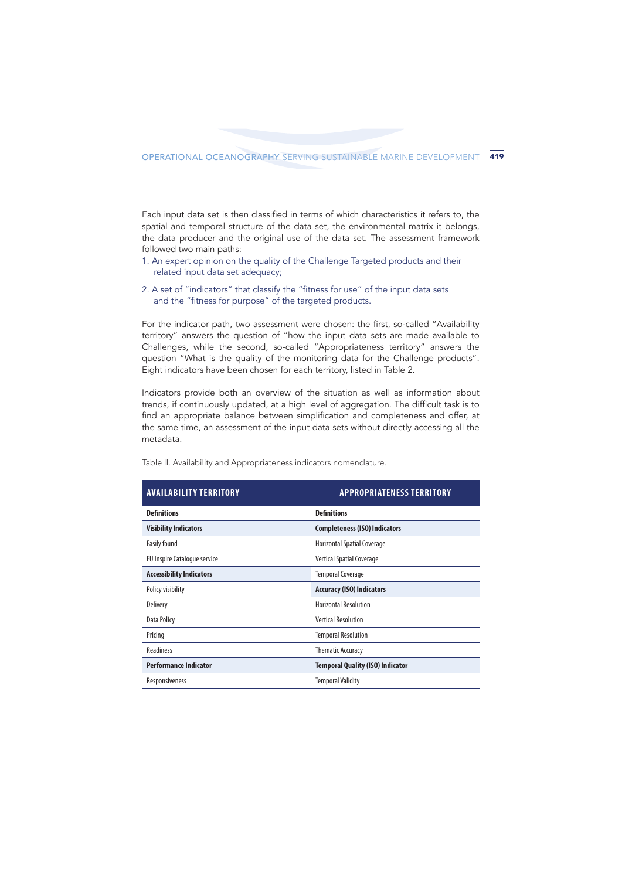Each input data set is then classified in terms of which characteristics it refers to, the spatial and temporal structure of the data set, the environmental matrix it belongs, the data producer and the original use of the data set. The assessment framework followed two main paths:

1. An expert opinion on the quality of the Challenge Targeted products and their related input data set adequacy;
2. A set of "indicators" that classify the "fitness for use" of the input data sets and the "fitness for purpose" of the targeted products.

For the indicator path, two assessment were chosen: the first, so-called "Availability territory" answers the question of "how the input data sets are made available to Challenges, while the second, so-called "Appropriateness territory" answers the question "What is the quality of the monitoring data for the Challenge products". Eight indicators have been chosen for each territory, listed in Table 2.

Indicators provide both an overview of the situation as well as information about trends, if continuously updated, at a high level of aggregation. The difficult task is to find an appropriate balance between simplification and completeness and offer, at the same time, an assessment of the input data sets without directly accessing all the metadata.

Table II. Availability and Appropriateness indicators nomenclature.

| AVAILABILITY TERRITORY | APPROPRIATENESS TERRITORY |
|---|---|
| **Definitions** | **Definitions** |
| **Visibility Indicators** | **Completeness (ISO) Indicators** |
| Easily found | Horizontal Spatial Coverage |
| EU Inspire Catalogue service | Vertical Spatial Coverage |
| **Accessibility Indicators** | Temporal Coverage |
| Policy visibility | **Accuracy (ISO) Indicators** |
| Delivery | Horizontal Resolution |
| Data Policy | Vertical Resolution |
| Pricing | Temporal Resolution |
| Readiness | Thematic Accuracy |
| **Performance Indicator** | **Temporal Quality (ISO) Indicator** |
| Responsiveness | Temporal Validity |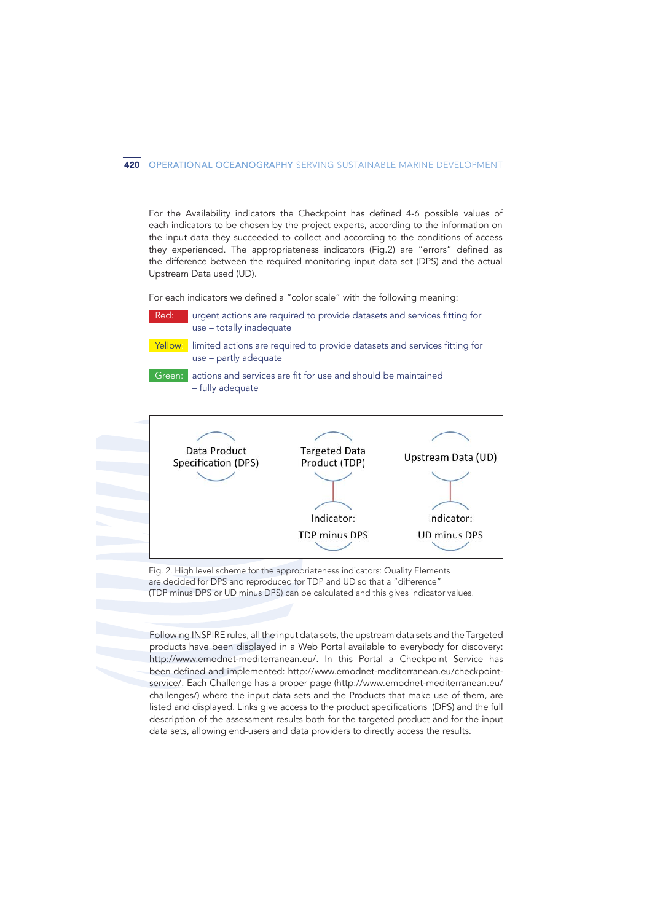For the Availability indicators the Checkpoint has defined 4-6 possible values of each indicators to be chosen by the project experts, according to the information on the input data they succeeded to collect and according to the conditions of access they experienced. The appropriateness indicators (Fig.2) are "errors" defined as the difference between the required monitoring input data set (DPS) and the actual Upstream Data used (UD).

For each indicators we defined a "color scale" with the following meaning:

- **Red:** urgent actions are required to provide datasets and services fitting for use – totally inadequate
- **Yellow** limited actions are required to provide datasets and services fitting for use – partly adequate
- **Green:** actions and services are fit for use and should be maintained – fully adequate

Data Product Specification (DPS)

Targeted Data Product (TDP) → Indicator: TDP minus DPS

Upstream Data (UD) → Indicator: UD minus DPS

Fig. 2. High level scheme for the appropriateness indicators: Quality Elements are decided for DPS and reproduced for TDP and UD so that a "difference" (TDP minus DPS or UD minus DPS) can be calculated and this gives indicator values.

Following INSPIRE rules, all the input data sets, the upstream data sets and the Targeted products have been displayed in a Web Portal available to everybody for discovery: http://www.emodnet-mediterranean.eu/. In this Portal a Checkpoint Service has been defined and implemented: http://www.emodnet-mediterranean.eu/checkpoint-service/. Each Challenge has a proper page (http://www.emodnet-mediterranean.eu/challenges/) where the input data sets and the Products that make use of them, are listed and displayed. Links give access to the product specifications (DPS) and the full description of the assessment results both for the targeted product and for the input data sets, allowing end-users and data providers to directly access the results.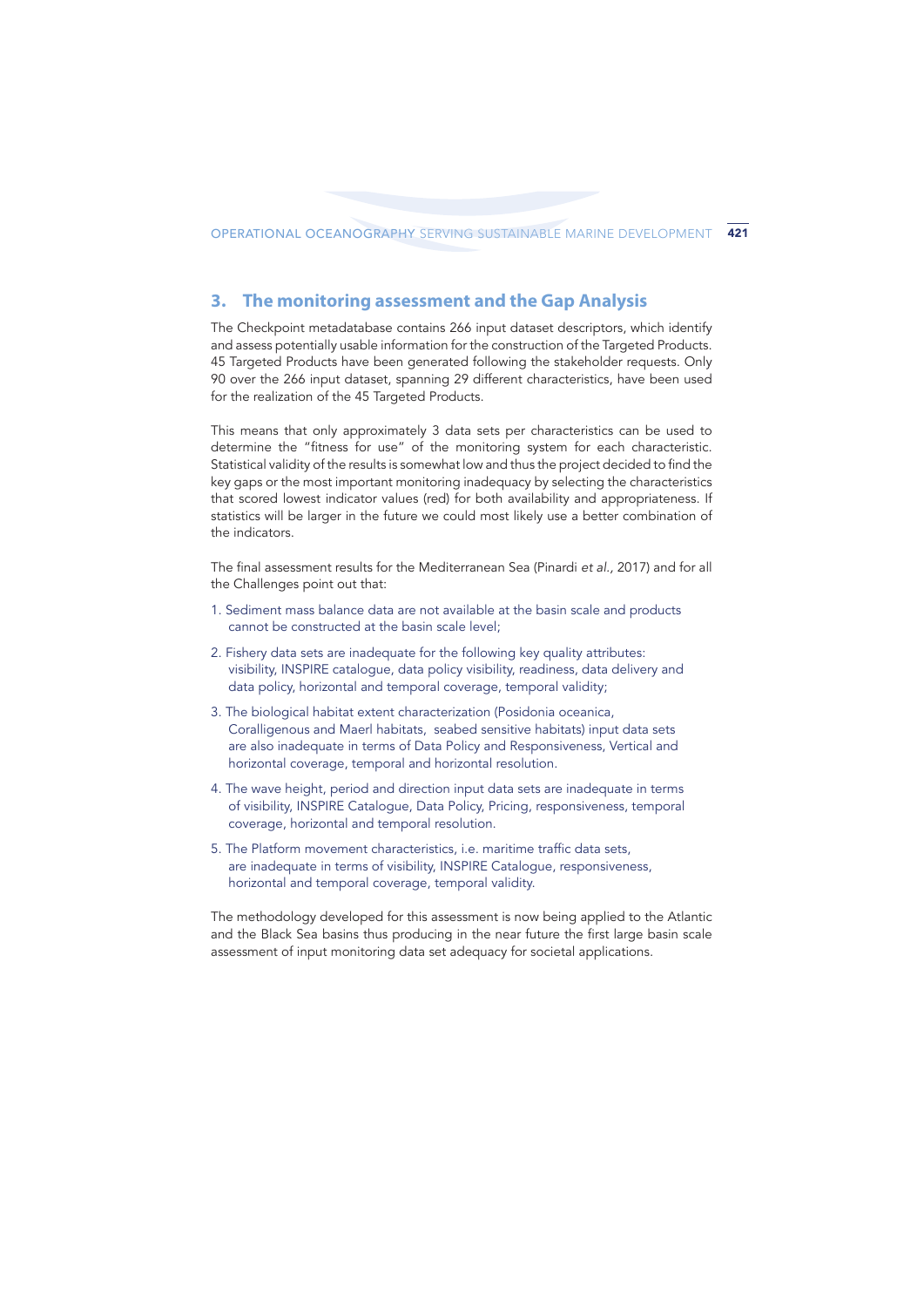## 3. The monitoring assessment and the Gap Analysis

The Checkpoint metadatabase contains 266 input dataset descriptors, which identify and assess potentially usable information for the construction of the Targeted Products. 45 Targeted Products have been generated following the stakeholder requests. Only 90 over the 266 input dataset, spanning 29 different characteristics, have been used for the realization of the 45 Targeted Products.

This means that only approximately 3 data sets per characteristics can be used to determine the "fitness for use" of the monitoring system for each characteristic. Statistical validity of the results is somewhat low and thus the project decided to find the key gaps or the most important monitoring inadequacy by selecting the characteristics that scored lowest indicator values (red) for both availability and appropriateness. If statistics will be larger in the future we could most likely use a better combination of the indicators.

The final assessment results for the Mediterranean Sea (Pinardi *et al.*, 2017) and for all the Challenges point out that:

1. Sediment mass balance data are not available at the basin scale and products cannot be constructed at the basin scale level;
2. Fishery data sets are inadequate for the following key quality attributes: visibility, INSPIRE catalogue, data policy visibility, readiness, data delivery and data policy, horizontal and temporal coverage, temporal validity;
3. The biological habitat extent characterization (Posidonia oceanica, Coralligenous and Maerl habitats, seabed sensitive habitats) input data sets are also inadequate in terms of Data Policy and Responsiveness, Vertical and horizontal coverage, temporal and horizontal resolution.
4. The wave height, period and direction input data sets are inadequate in terms of visibility, INSPIRE Catalogue, Data Policy, Pricing, responsiveness, temporal coverage, horizontal and temporal resolution.
5. The Platform movement characteristics, i.e. maritime traffic data sets, are inadequate in terms of visibility, INSPIRE Catalogue, responsiveness, horizontal and temporal coverage, temporal validity.

The methodology developed for this assessment is now being applied to the Atlantic and the Black Sea basins thus producing in the near future the first large basin scale assessment of input monitoring data set adequacy for societal applications.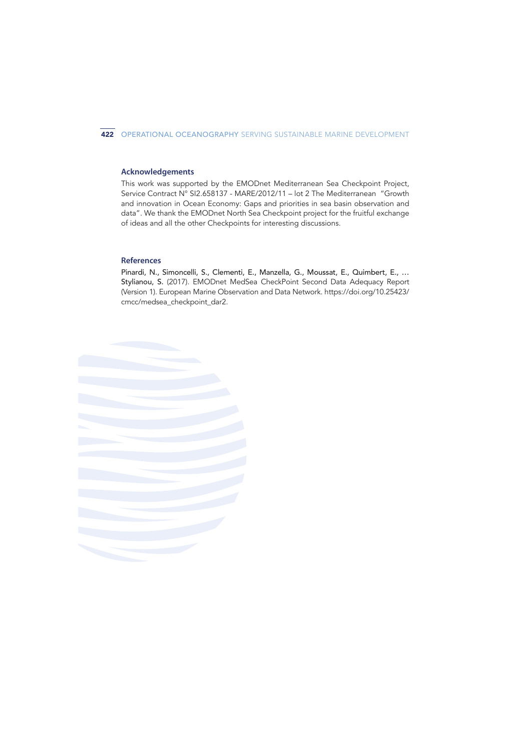### Acknowledgements

This work was supported by the EMODnet Mediterranean Sea Checkpoint Project, Service Contract N° SI2.658137 - MARE/2012/11 – lot 2 The Mediterranean "Growth and innovation in Ocean Economy: Gaps and priorities in sea basin observation and data". We thank the EMODnet North Sea Checkpoint project for the fruitful exchange of ideas and all the other Checkpoints for interesting discussions.

### References

**Pinardi, N., Simoncelli, S., Clementi, E., Manzella, G., Moussat, E., Quimbert, E., … Stylianou, S.** (2017). EMODnet MedSea CheckPoint Second Data Adequacy Report (Version 1). European Marine Observation and Data Network. https://doi.org/10.25423/cmcc/medsea_checkpoint_dar2.